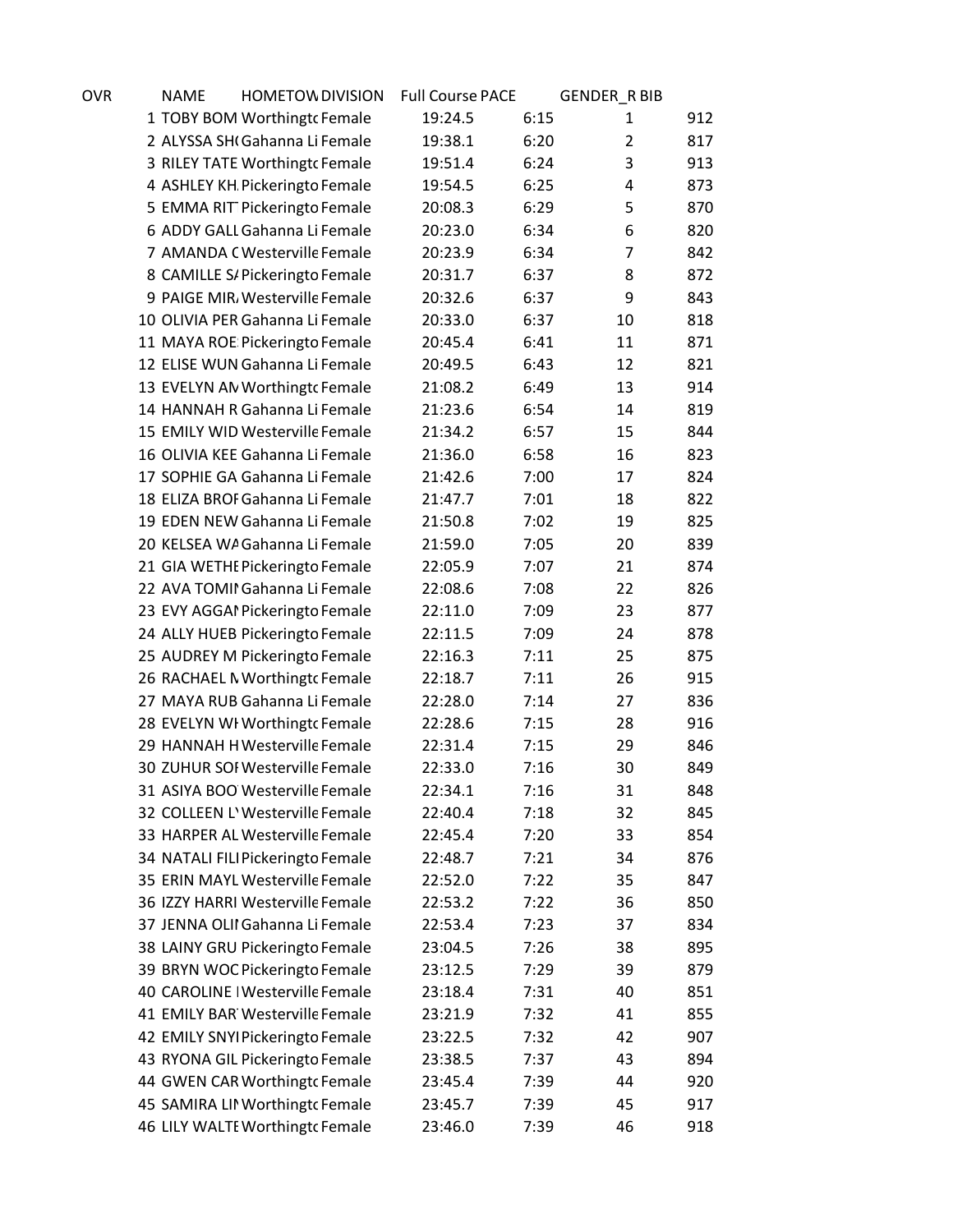| OVR | NAME | HOMETOW | DIVISION | Full Course | PACE | GENDER_R | BIB |
|---|---|---|---|---|---|---|---|
| 1 | TOBY BOM | Worthingtc | Female | 19:24.5 | 6:15 | 1 | 912 |
| 2 | ALYSSA SH( | Gahanna Li | Female | 19:38.1 | 6:20 | 2 | 817 |
| 3 | RILEY TATE | Worthingtc | Female | 19:51.4 | 6:24 | 3 | 913 |
| 4 | ASHLEY KH. | Pickerington | Female | 19:54.5 | 6:25 | 4 | 873 |
| 5 | EMMA RIT | Pickerington | Female | 20:08.3 | 6:29 | 5 | 870 |
| 6 | ADDY GALL | Gahanna Li | Female | 20:23.0 | 6:34 | 6 | 820 |
| 7 | AMANDA ( | Westerville | Female | 20:23.9 | 6:34 | 7 | 842 |
| 8 | CAMILLE S/ | Pickerington | Female | 20:31.7 | 6:37 | 8 | 872 |
| 9 | PAIGE MIR/ | Westerville | Female | 20:32.6 | 6:37 | 9 | 843 |
| 10 | OLIVIA PER | Gahanna Li | Female | 20:33.0 | 6:37 | 10 | 818 |
| 11 | MAYA ROE | Pickerington | Female | 20:45.4 | 6:41 | 11 | 871 |
| 12 | ELISE WUN | Gahanna Li | Female | 20:49.5 | 6:43 | 12 | 821 |
| 13 | EVELYN AN | Worthingtc | Female | 21:08.2 | 6:49 | 13 | 914 |
| 14 | HANNAH R | Gahanna Li | Female | 21:23.6 | 6:54 | 14 | 819 |
| 15 | EMILY WID | Westerville | Female | 21:34.2 | 6:57 | 15 | 844 |
| 16 | OLIVIA KEE | Gahanna Li | Female | 21:36.0 | 6:58 | 16 | 823 |
| 17 | SOPHIE GA | Gahanna Li | Female | 21:42.6 | 7:00 | 17 | 824 |
| 18 | ELIZA BROI | Gahanna Li | Female | 21:47.7 | 7:01 | 18 | 822 |
| 19 | EDEN NEW | Gahanna Li | Female | 21:50.8 | 7:02 | 19 | 825 |
| 20 | KELSEA WA | Gahanna Li | Female | 21:59.0 | 7:05 | 20 | 839 |
| 21 | GIA WETHE | Pickerington | Female | 22:05.9 | 7:07 | 21 | 874 |
| 22 | AVA TOMII | Gahanna Li | Female | 22:08.6 | 7:08 | 22 | 826 |
| 23 | EVY AGGAI | Pickerington | Female | 22:11.0 | 7:09 | 23 | 877 |
| 24 | ALLY HUEB | Pickerington | Female | 22:11.5 | 7:09 | 24 | 878 |
| 25 | AUDREY M | Pickerington | Female | 22:16.3 | 7:11 | 25 | 875 |
| 26 | RACHAEL N | Worthingtc | Female | 22:18.7 | 7:11 | 26 | 915 |
| 27 | MAYA RUB | Gahanna Li | Female | 22:28.0 | 7:14 | 27 | 836 |
| 28 | EVELYN WI | Worthingtc | Female | 22:28.6 | 7:15 | 28 | 916 |
| 29 | HANNAH H | Westerville | Female | 22:31.4 | 7:15 | 29 | 846 |
| 30 | ZUHUR SOI | Westerville | Female | 22:33.0 | 7:16 | 30 | 849 |
| 31 | ASIYA BOO | Westerville | Female | 22:34.1 | 7:16 | 31 | 848 |
| 32 | COLLEEN L' | Westerville | Female | 22:40.4 | 7:18 | 32 | 845 |
| 33 | HARPER AL | Westerville | Female | 22:45.4 | 7:20 | 33 | 854 |
| 34 | NATALI FILI | Pickerington | Female | 22:48.7 | 7:21 | 34 | 876 |
| 35 | ERIN MAYL | Westerville | Female | 22:52.0 | 7:22 | 35 | 847 |
| 36 | IZZY HARRI | Westerville | Female | 22:53.2 | 7:22 | 36 | 850 |
| 37 | JENNA OLII | Gahanna Li | Female | 22:53.4 | 7:23 | 37 | 834 |
| 38 | LAINY GRU | Pickerington | Female | 23:04.5 | 7:26 | 38 | 895 |
| 39 | BRYN WOC | Pickerington | Female | 23:12.5 | 7:29 | 39 | 879 |
| 40 | CAROLINE I | Westerville | Female | 23:18.4 | 7:31 | 40 | 851 |
| 41 | EMILY BAR | Westerville | Female | 23:21.9 | 7:32 | 41 | 855 |
| 42 | EMILY SNYI | Pickerington | Female | 23:22.5 | 7:32 | 42 | 907 |
| 43 | RYONA GIL | Pickerington | Female | 23:38.5 | 7:37 | 43 | 894 |
| 44 | GWEN CAR | Worthingtc | Female | 23:45.4 | 7:39 | 44 | 920 |
| 45 | SAMIRA LIN | Worthingtc | Female | 23:45.7 | 7:39 | 45 | 917 |
| 46 | LILY WALTE | Worthingtc | Female | 23:46.0 | 7:39 | 46 | 918 |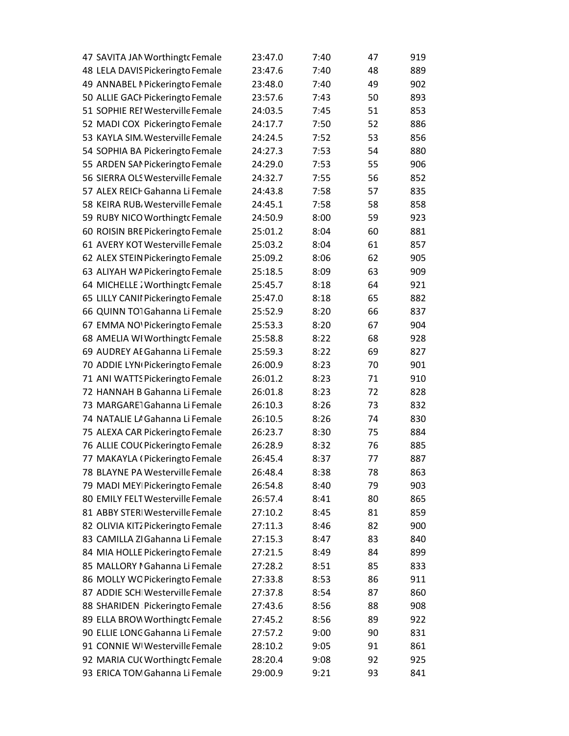| | | | | | | | |
|---|---|---|---|---|---|---|---|
| 47 | SAVITA JAN | Worthingtc | Female | 23:47.0 | 7:40 | 47 | 919 |
| 48 | LELA DAVIS | Pickeringto | Female | 23:47.6 | 7:40 | 48 | 889 |
| 49 | ANNABEL M | Pickeringto | Female | 23:48.0 | 7:40 | 49 | 902 |
| 50 | ALLIE GACH | Pickeringto | Female | 23:57.6 | 7:43 | 50 | 893 |
| 51 | SOPHIE REI | Westerville | Female | 24:03.5 | 7:45 | 51 | 853 |
| 52 | MADI COX | Pickeringto | Female | 24:17.7 | 7:50 | 52 | 886 |
| 53 | KAYLA SIM. | Westerville | Female | 24:24.5 | 7:52 | 53 | 856 |
| 54 | SOPHIA BA | Pickeringto | Female | 24:27.3 | 7:53 | 54 | 880 |
| 55 | ARDEN SAN | Pickeringto | Female | 24:29.0 | 7:53 | 55 | 906 |
| 56 | SIERRA OLS | Westerville | Female | 24:32.7 | 7:55 | 56 | 852 |
| 57 | ALEX REICH | Gahanna Li | Female | 24:43.8 | 7:58 | 57 | 835 |
| 58 | KEIRA RUB. | Westerville | Female | 24:45.1 | 7:58 | 58 | 858 |
| 59 | RUBY NICO | Worthingtc | Female | 24:50.9 | 8:00 | 59 | 923 |
| 60 | ROISIN BRE | Pickeringto | Female | 25:01.2 | 8:04 | 60 | 881 |
| 61 | AVERY KOT | Westerville | Female | 25:03.2 | 8:04 | 61 | 857 |
| 62 | ALEX STEIN | Pickeringto | Female | 25:09.2 | 8:06 | 62 | 905 |
| 63 | ALIYAH WA | Pickeringto | Female | 25:18.5 | 8:09 | 63 | 909 |
| 64 | MICHELLE Z | Worthingtc | Female | 25:45.7 | 8:18 | 64 | 921 |
| 65 | LILLY CANI | Pickeringto | Female | 25:47.0 | 8:18 | 65 | 882 |
| 66 | QUINN TOT | Gahanna Li | Female | 25:52.9 | 8:20 | 66 | 837 |
| 67 | EMMA NOV | Pickeringto | Female | 25:53.3 | 8:20 | 67 | 904 |
| 68 | AMELIA WE | Worthingtc | Female | 25:58.8 | 8:22 | 68 | 928 |
| 69 | AUDREY AE | Gahanna Li | Female | 25:59.3 | 8:22 | 69 | 827 |
| 70 | ADDIE LYN( | Pickeringto | Female | 26:00.9 | 8:23 | 70 | 901 |
| 71 | ANI WATTS | Pickeringto | Female | 26:01.2 | 8:23 | 71 | 910 |
| 72 | HANNAH B | Gahanna Li | Female | 26:01.8 | 8:23 | 72 | 828 |
| 73 | MARGARET | Gahanna Li | Female | 26:10.3 | 8:26 | 73 | 832 |
| 74 | NATALIE LA | Gahanna Li | Female | 26:10.5 | 8:26 | 74 | 830 |
| 75 | ALEXA CAR | Pickeringto | Female | 26:23.7 | 8:30 | 75 | 884 |
| 76 | ALLIE COU( | Pickeringto | Female | 26:28.9 | 8:32 | 76 | 885 |
| 77 | MAKAYLA ( | Pickeringto | Female | 26:45.4 | 8:37 | 77 | 887 |
| 78 | BLAYNE PA | Westerville | Female | 26:48.4 | 8:38 | 78 | 863 |
| 79 | MADI MEYI | Pickeringto | Female | 26:54.8 | 8:40 | 79 | 903 |
| 80 | EMILY FELT | Westerville | Female | 26:57.4 | 8:41 | 80 | 865 |
| 81 | ABBY STERI | Westerville | Female | 27:10.2 | 8:45 | 81 | 859 |
| 82 | OLIVIA KITZ | Pickeringto | Female | 27:11.3 | 8:46 | 82 | 900 |
| 83 | CAMILLA ZI | Gahanna Li | Female | 27:15.3 | 8:47 | 83 | 840 |
| 84 | MIA HOLLE | Pickeringto | Female | 27:21.5 | 8:49 | 84 | 899 |
| 85 | MALLORY M | Gahanna Li | Female | 27:28.2 | 8:51 | 85 | 833 |
| 86 | MOLLY WO | Pickeringto | Female | 27:33.8 | 8:53 | 86 | 911 |
| 87 | ADDIE SCHI | Westerville | Female | 27:37.8 | 8:54 | 87 | 860 |
| 88 | SHARIDEN . | Pickeringto | Female | 27:43.6 | 8:56 | 88 | 908 |
| 89 | ELLA BROW | Worthingtc | Female | 27:45.2 | 8:56 | 89 | 922 |
| 90 | ELLIE LONG | Gahanna Li | Female | 27:57.2 | 9:00 | 90 | 831 |
| 91 | CONNIE WI | Westerville | Female | 28:10.2 | 9:05 | 91 | 861 |
| 92 | MARIA CU( | Worthingtc | Female | 28:20.4 | 9:08 | 92 | 925 |
| 93 | ERICA TOM | Gahanna Li | Female | 29:00.9 | 9:21 | 93 | 841 |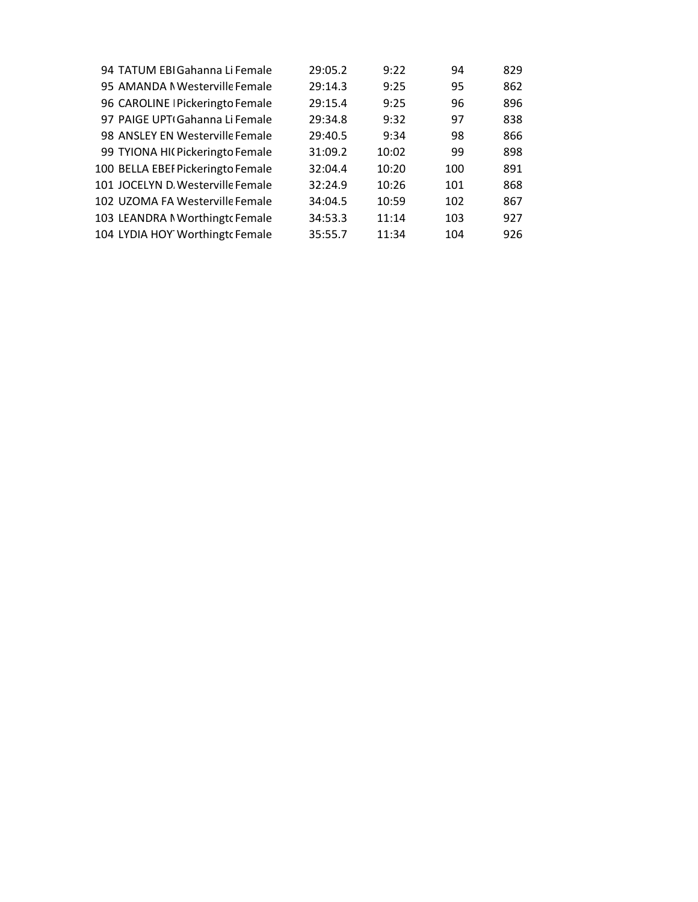| | | | | | | | |
|---|---|---|---|---|---|---|---|
| 94 | TATUM EBI | Gahanna Li | Female | 29:05.2 | 9:22 | 94 | 829 |
| 95 | AMANDA M | Westerville | Female | 29:14.3 | 9:25 | 95 | 862 |
| 96 | CAROLINE | Pickeringto | Female | 29:15.4 | 9:25 | 96 | 896 |
| 97 | PAIGE UPT | Gahanna Li | Female | 29:34.8 | 9:32 | 97 | 838 |
| 98 | ANSLEY EN | Westerville | Female | 29:40.5 | 9:34 | 98 | 866 |
| 99 | TYIONA HI | Pickeringto | Female | 31:09.2 | 10:02 | 99 | 898 |
| 100 | BELLA EBEI | Pickeringto | Female | 32:04.4 | 10:20 | 100 | 891 |
| 101 | JOCELYN D. | Westerville | Female | 32:24.9 | 10:26 | 101 | 868 |
| 102 | UZOMA FA | Westerville | Female | 34:04.5 | 10:59 | 102 | 867 |
| 103 | LEANDRA M | Worthingtc | Female | 34:53.3 | 11:14 | 103 | 927 |
| 104 | LYDIA HOY | Worthingtc | Female | 35:55.7 | 11:34 | 104 | 926 |